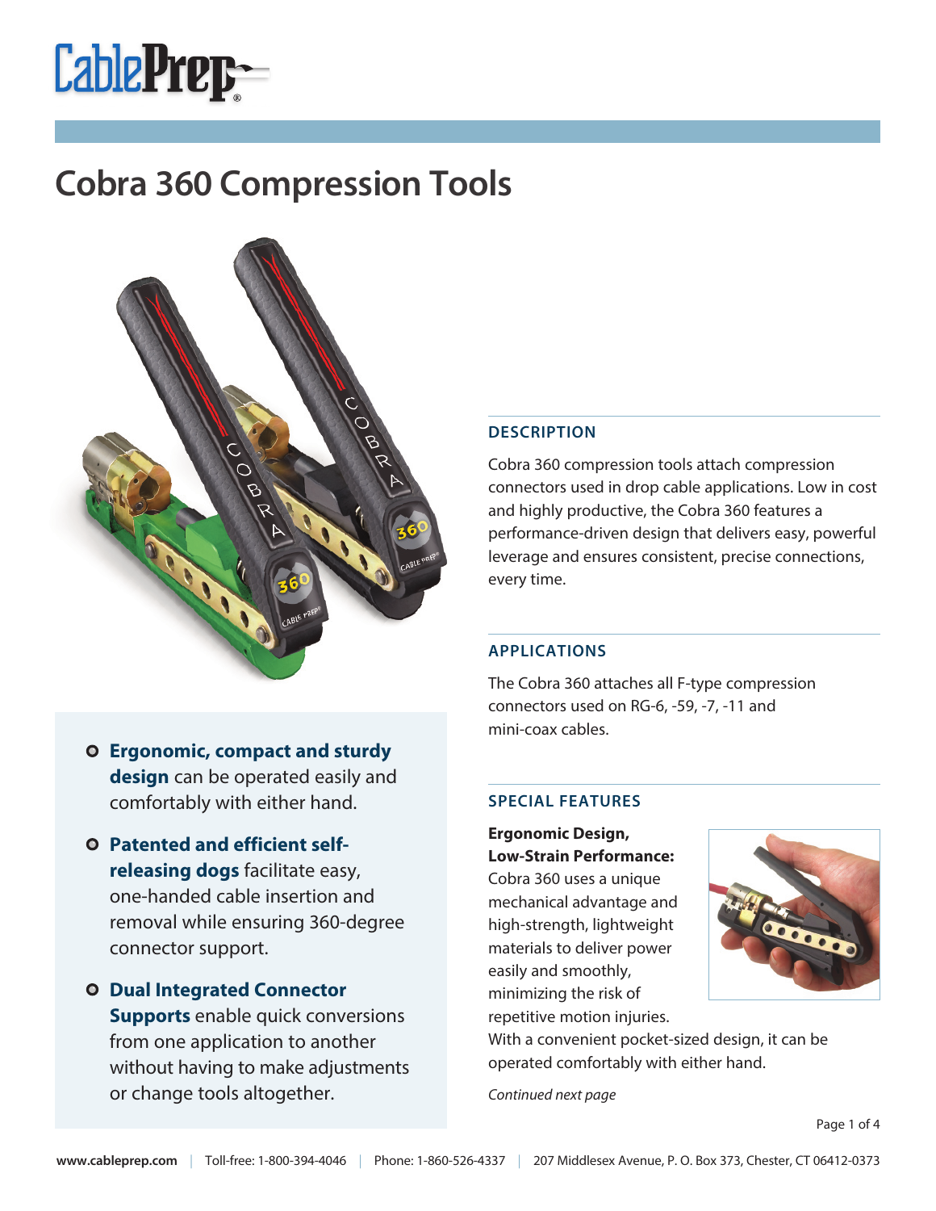# Cobra 360 Compression Tools

- **Ergonomic, compact and sturdy design** can be operated easily and comfortably with either hand.
- **Patented and efficient self-releasing dogs** facilitate easy, one-handed cable insertion and removal while ensuring 360-degree connector support.
- **Dual Integrated Connector Supports** enable quick conversions from one application to another without having to make adjustments or change tools altogether.

## DESCRIPTION

Cobra 360 compression tools attach compression connectors used in drop cable applications. Low in cost and highly productive, the Cobra 360 features a performance-driven design that delivers easy, powerful leverage and ensures consistent, precise connections, every time.

## APPLICATIONS

The Cobra 360 attaches all F-type compression connectors used on RG-6, -59, -7, -11 and mini-coax cables.

## SPECIAL FEATURES

**Ergonomic Design, Low-Strain Performance:** Cobra 360 uses a unique mechanical advantage and high-strength, lightweight materials to deliver power easily and smoothly, minimizing the risk of repetitive motion injuries. With a convenient pocket-sized design, it can be operated comfortably with either hand.

*Continued next page*

www.cableprep.com | Toll-free: 1-800-394-4046 | Phone: 1-860-526-4337 | 207 Middlesex Avenue, P. O. Box 373, Chester, CT 06412-0373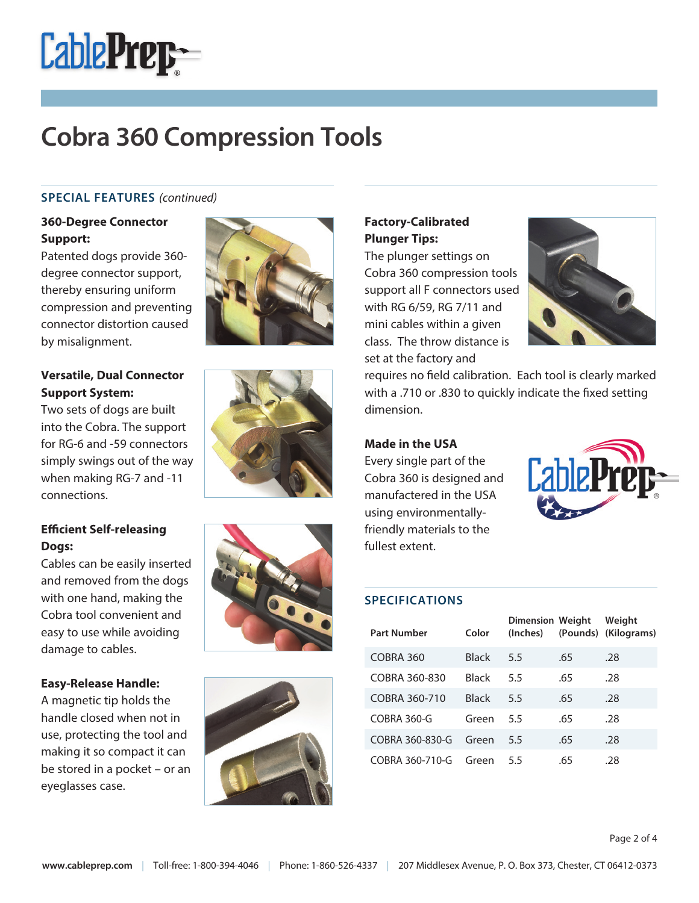# Cobra 360 Compression Tools

## SPECIAL FEATURES *(continued)*

**360-Degree Connector Support:**
Patented dogs provide 360-degree connector support, thereby ensuring uniform compression and preventing connector distortion caused by misalignment.

**Versatile, Dual Connector Support System:**
Two sets of dogs are built into the Cobra. The support for RG-6 and -59 connectors simply swings out of the way when making RG-7 and -11 connections.

**Efficient Self-releasing Dogs:**
Cables can be easily inserted and removed from the dogs with one hand, making the Cobra tool convenient and easy to use while avoiding damage to cables.

**Easy-Release Handle:**
A magnetic tip holds the handle closed when not in use, protecting the tool and making it so compact it can be stored in a pocket – or an eyeglasses case.

**Factory-Calibrated Plunger Tips:**
The plunger settings on Cobra 360 compression tools support all F connectors used with RG 6/59, RG 7/11 and mini cables within a given class. The throw distance is set at the factory and requires no field calibration. Each tool is clearly marked with a .710 or .830 to quickly indicate the fixed setting dimension.

**Made in the USA**
Every single part of the Cobra 360 is designed and manufactered in the USA using environmentally-friendly materials to the fullest extent.

## SPECIFICATIONS

| Part Number | Color | Dimension (Inches) | Weight (Pounds) | Weight (Kilograms) |
|---|---|---|---|---|
| COBRA 360 | Black | 5.5 | .65 | .28 |
| COBRA 360-830 | Black | 5.5 | .65 | .28 |
| COBRA 360-710 | Black | 5.5 | .65 | .28 |
| COBRA 360-G | Green | 5.5 | .65 | .28 |
| COBRA 360-830-G | Green | 5.5 | .65 | .28 |
| COBRA 360-710-G | Green | 5.5 | .65 | .28 |

**www.cableprep.com** | Toll-free: 1-800-394-4046 | Phone: 1-860-526-4337 | 207 Middlesex Avenue, P. O. Box 373, Chester, CT 06412-0373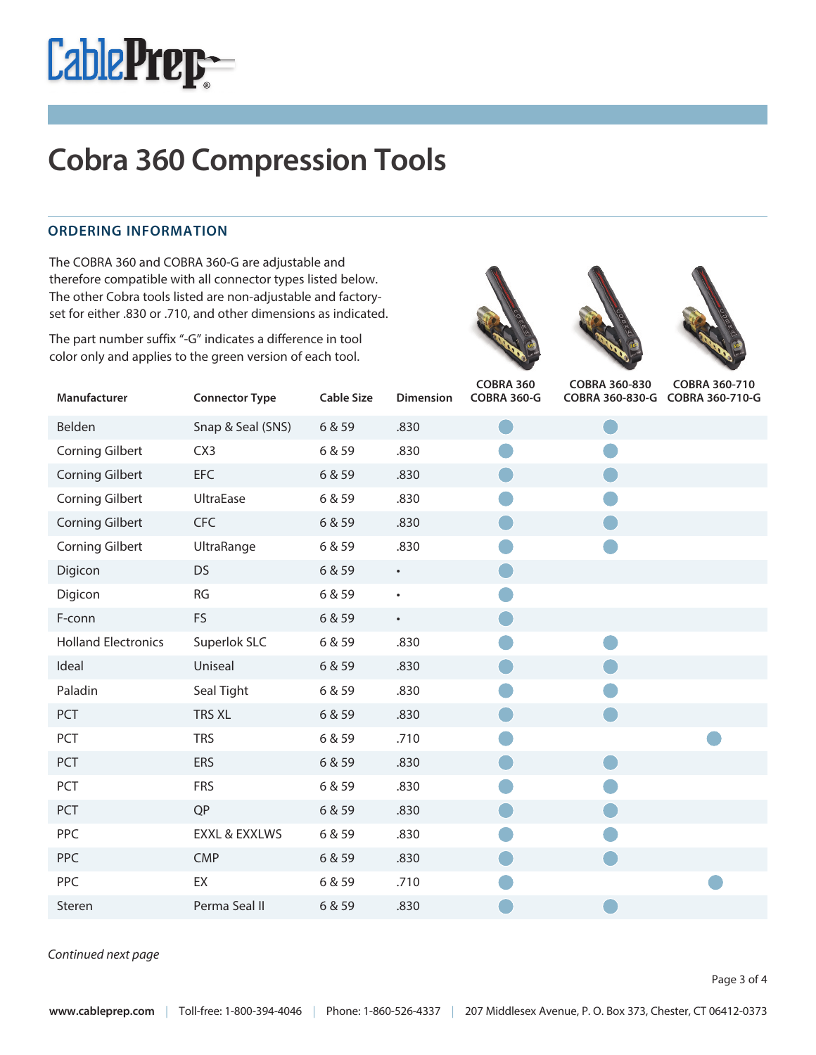# Cobra 360 Compression Tools

### ORDERING INFORMATION

The COBRA 360 and COBRA 360-G are adjustable and therefore compatible with all connector types listed below. The other Cobra tools listed are non-adjustable and factory-set for either .830 or .710, and other dimensions as indicated.

The part number suffix "-G" indicates a difference in tool color only and applies to the green version of each tool.

| Manufacturer | Connector Type | Cable Size | Dimension | COBRA 360 COBRA 360-G | COBRA 360-830 COBRA 360-830-G | COBRA 360-710 COBRA 360-710-G |
|---|---|---|---|---|---|---|
| Belden | Snap & Seal (SNS) | 6 & 59 | .830 | ● | ● | |
| Corning Gilbert | CX3 | 6 & 59 | .830 | ● | ● | |
| Corning Gilbert | EFC | 6 & 59 | .830 | ● | ● | |
| Corning Gilbert | UltraEase | 6 & 59 | .830 | ● | ● | |
| Corning Gilbert | CFC | 6 & 59 | .830 | ● | ● | |
| Corning Gilbert | UltraRange | 6 & 59 | .830 | ● | ● | |
| Digicon | DS | 6 & 59 | • | ● | | |
| Digicon | RG | 6 & 59 | • | ● | | |
| F-conn | FS | 6 & 59 | • | ● | | |
| Holland Electronics | Superlok SLC | 6 & 59 | .830 | ● | ● | |
| Ideal | Uniseal | 6 & 59 | .830 | ● | ● | |
| Paladin | Seal Tight | 6 & 59 | .830 | ● | ● | |
| PCT | TRS XL | 6 & 59 | .830 | ● | ● | |
| PCT | TRS | 6 & 59 | .710 | ● | | ● |
| PCT | ERS | 6 & 59 | .830 | ● | ● | |
| PCT | FRS | 6 & 59 | .830 | ● | ● | |
| PCT | QP | 6 & 59 | .830 | ● | ● | |
| PPC | EXXL & EXXLWS | 6 & 59 | .830 | ● | ● | |
| PPC | CMP | 6 & 59 | .830 | ● | ● | |
| PPC | EX | 6 & 59 | .710 | ● | | ● |
| Steren | Perma Seal II | 6 & 59 | .830 | ● | ● | |

*Continued next page*

www.cableprep.com | Toll-free: 1-800-394-4046 | Phone: 1-860-526-4337 | 207 Middlesex Avenue, P. O. Box 373, Chester, CT 06412-0373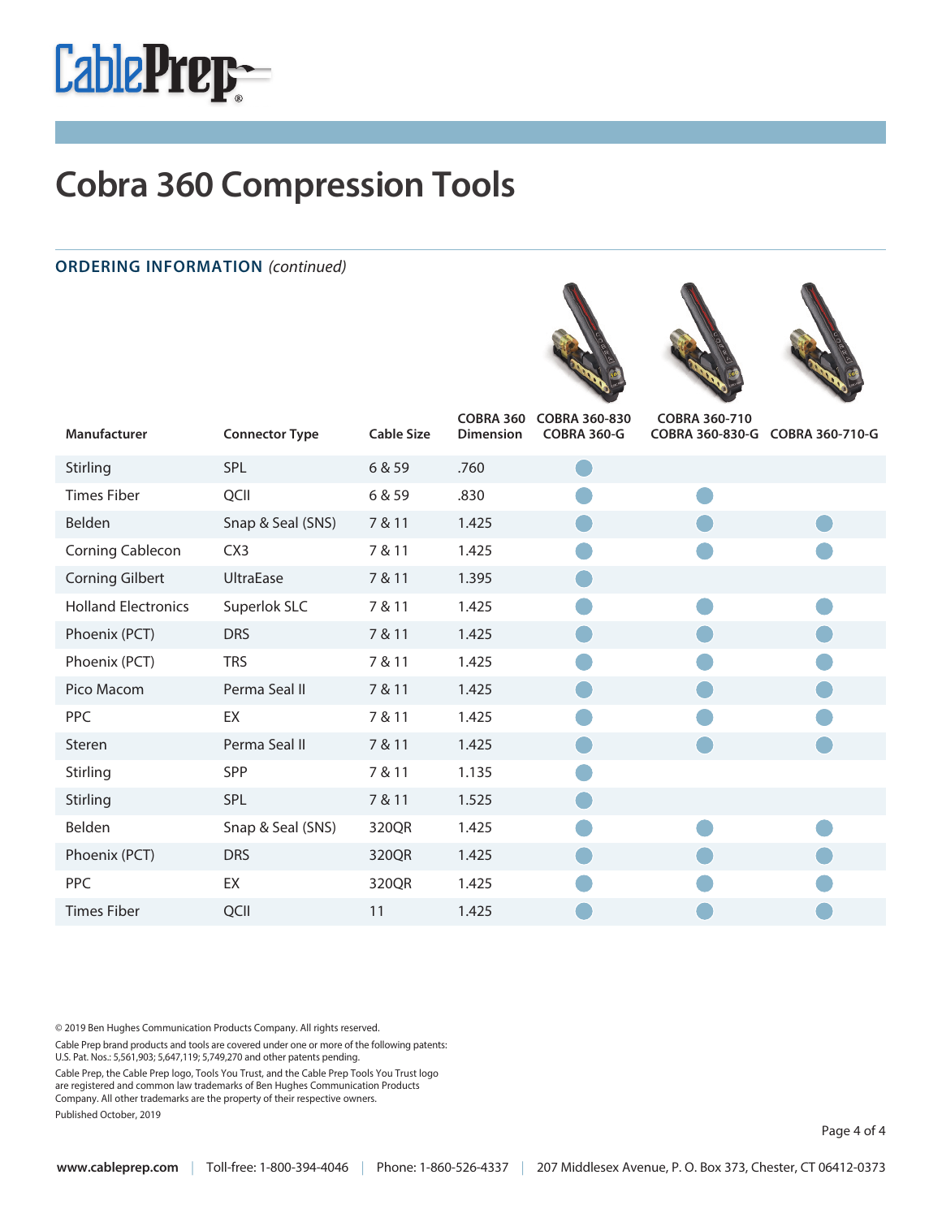# Cobra 360 Compression Tools

**ORDERING INFORMATION** *(continued)*

| Manufacturer | Connector Type | Cable Size | COBRA 360 Dimension | COBRA 360-830 COBRA 360-G | COBRA 360-710 COBRA 360-830-G | COBRA 360-710-G |
|---|---|---|---|---|---|---|
| Stirling | SPL | 6 & 59 | .760 | ● | | |
| Times Fiber | QCII | 6 & 59 | .830 | ● | ● | |
| Belden | Snap & Seal (SNS) | 7 & 11 | 1.425 | ● | ● | ● |
| Corning Cablecon | CX3 | 7 & 11 | 1.425 | ● | ● | ● |
| Corning Gilbert | UltraEase | 7 & 11 | 1.395 | ● | | |
| Holland Electronics | Superlok SLC | 7 & 11 | 1.425 | ● | ● | ● |
| Phoenix (PCT) | DRS | 7 & 11 | 1.425 | ● | ● | ● |
| Phoenix (PCT) | TRS | 7 & 11 | 1.425 | ● | ● | ● |
| Pico Macom | Perma Seal II | 7 & 11 | 1.425 | ● | ● | ● |
| PPC | EX | 7 & 11 | 1.425 | ● | ● | ● |
| Steren | Perma Seal II | 7 & 11 | 1.425 | ● | ● | ● |
| Stirling | SPP | 7 & 11 | 1.135 | ● | | |
| Stirling | SPL | 7 & 11 | 1.525 | ● | | |
| Belden | Snap & Seal (SNS) | 320QR | 1.425 | ● | ● | ● |
| Phoenix (PCT) | DRS | 320QR | 1.425 | ● | ● | ● |
| PPC | EX | 320QR | 1.425 | ● | ● | ● |
| Times Fiber | QCII | 11 | 1.425 | ● | ● | ● |

© 2019 Ben Hughes Communication Products Company. All rights reserved.

Cable Prep brand products and tools are covered under one or more of the following patents:
U.S. Pat. Nos.: 5,561,903; 5,647,119; 5,749,270 and other patents pending.

Cable Prep, the Cable Prep logo, Tools You Trust, and the Cable Prep Tools You Trust logo are registered and common law trademarks of Ben Hughes Communication Products Company. All other trademarks are the property of their respective owners.

Published October, 2019

**www.cableprep.com** | Toll-free: 1-800-394-4046 | Phone: 1-860-526-4337 | 207 Middlesex Avenue, P. O. Box 373, Chester, CT 06412-0373